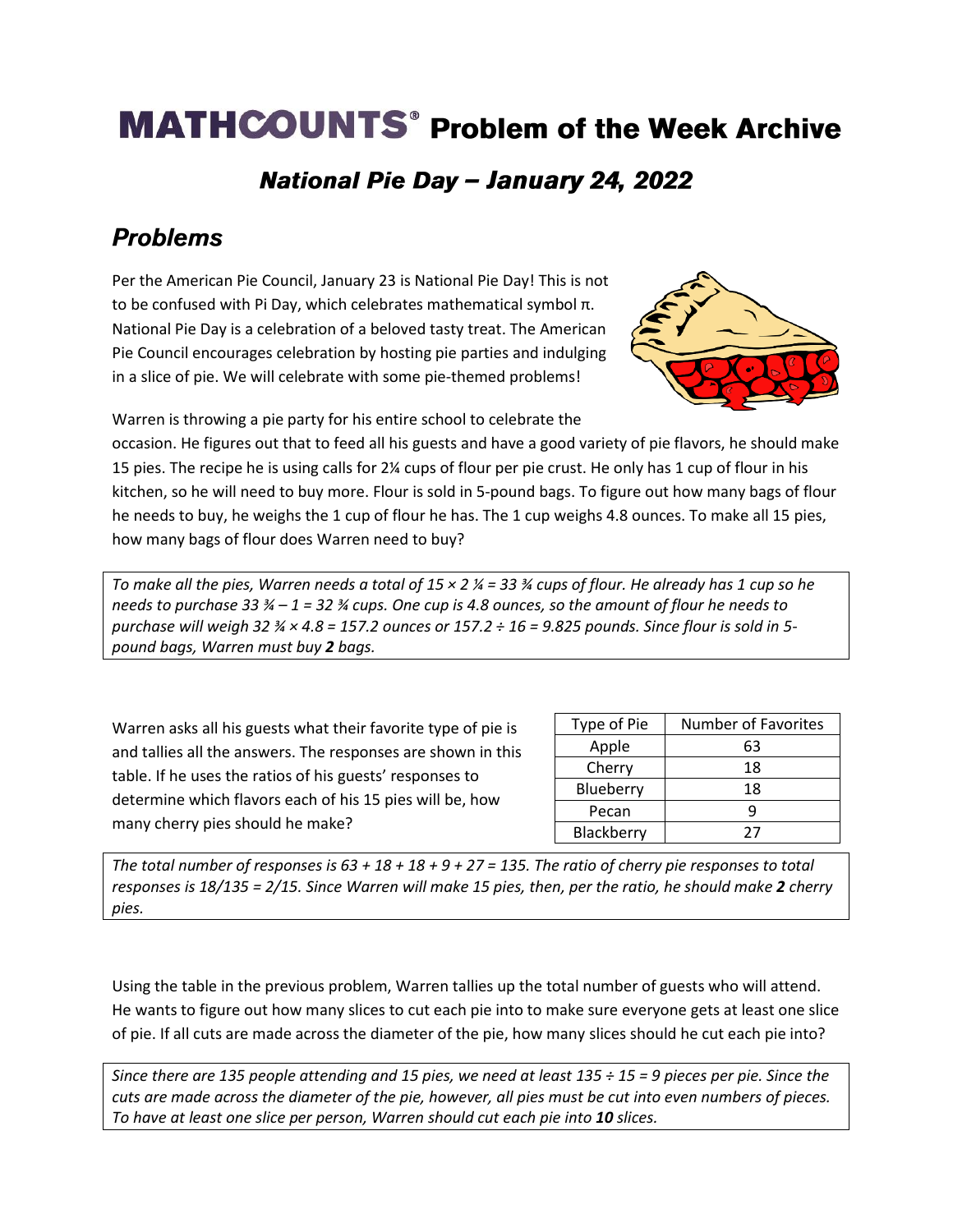# MATHCOUNTS® Problem of the Week Archive

## *National Pie Day – January 24, 2022*

## *Problems*

Per the American Pie Council, January 23 is National Pie Day! This is not to be confused with Pi Day, which celebrates mathematical symbol π. National Pie Day is a celebration of a beloved tasty treat. The American Pie Council encourages celebration by hosting pie parties and indulging in a slice of pie. We will celebrate with some pie-themed problems!

Warren is throwing a pie party for his entire school to celebrate the occasion. He figures out that to feed all his guests and have a good variety of pie flavors, he should make 15 pies. The recipe he is using calls for 2¼ cups of flour per pie crust. He only has 1 cup of flour in his kitchen, so he will need to buy more. Flour is sold in 5-pound bags. To figure out how many bags of flour he needs to buy, he weighs the 1 cup of flour he has. The 1 cup weighs 4.8 ounces. To make all 15 pies, how many bags of flour does Warren need to buy?

*To make all the pies, Warren needs a total of 15 × 2 ¼ = 33 ¾ cups of flour. He already has 1 cup so he needs to purchase 33 ¾ – 1 = 32 ¾ cups. One cup is 4.8 ounces, so the amount of flour he needs to purchase will weigh 32 ¾ × 4.8 = 157.2 ounces or 157.2 ÷ 16 = 9.825 pounds. Since flour is sold in 5-pound bags, Warren must buy* ***2*** *bags.*

Warren asks all his guests what their favorite type of pie is and tallies all the answers. The responses are shown in this table. If he uses the ratios of his guests' responses to determine which flavors each of his 15 pies will be, how many cherry pies should he make?

| Type of Pie | Number of Favorites |
|---|---|
| Apple | 63 |
| Cherry | 18 |
| Blueberry | 18 |
| Pecan | 9 |
| Blackberry | 27 |

*The total number of responses is 63 + 18 + 18 + 9 + 27 = 135. The ratio of cherry pie responses to total responses is 18/135 = 2/15. Since Warren will make 15 pies, then, per the ratio, he should make* ***2*** *cherry pies.*

Using the table in the previous problem, Warren tallies up the total number of guests who will attend. He wants to figure out how many slices to cut each pie into to make sure everyone gets at least one slice of pie. If all cuts are made across the diameter of the pie, how many slices should he cut each pie into?

*Since there are 135 people attending and 15 pies, we need at least 135 ÷ 15 = 9 pieces per pie. Since the cuts are made across the diameter of the pie, however, all pies must be cut into even numbers of pieces. To have at least one slice per person, Warren should cut each pie into* ***10*** *slices.*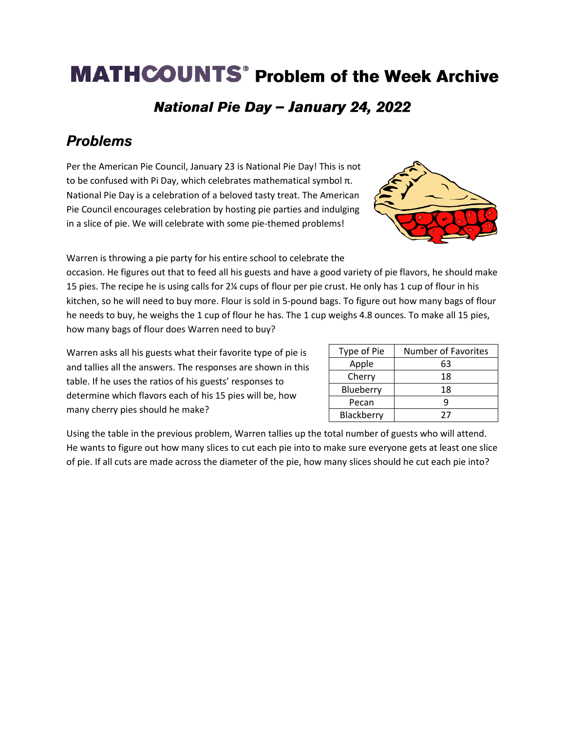# MATHCOUNTS® Problem of the Week Archive

## *National Pie Day – January 24, 2022*

## *Problems*

Per the American Pie Council, January 23 is National Pie Day! This is not to be confused with Pi Day, which celebrates mathematical symbol π. National Pie Day is a celebration of a beloved tasty treat. The American Pie Council encourages celebration by hosting pie parties and indulging in a slice of pie. We will celebrate with some pie-themed problems!

Warren is throwing a pie party for his entire school to celebrate the occasion. He figures out that to feed all his guests and have a good variety of pie flavors, he should make 15 pies. The recipe he is using calls for 2¼ cups of flour per pie crust. He only has 1 cup of flour in his kitchen, so he will need to buy more. Flour is sold in 5-pound bags. To figure out how many bags of flour he needs to buy, he weighs the 1 cup of flour he has. The 1 cup weighs 4.8 ounces. To make all 15 pies, how many bags of flour does Warren need to buy?

Warren asks all his guests what their favorite type of pie is and tallies all the answers. The responses are shown in this table. If he uses the ratios of his guests' responses to determine which flavors each of his 15 pies will be, how many cherry pies should he make?

| Type of Pie | Number of Favorites |
|---|---|
| Apple | 63 |
| Cherry | 18 |
| Blueberry | 18 |
| Pecan | 9 |
| Blackberry | 27 |

Using the table in the previous problem, Warren tallies up the total number of guests who will attend. He wants to figure out how many slices to cut each pie into to make sure everyone gets at least one slice of pie. If all cuts are made across the diameter of the pie, how many slices should he cut each pie into?